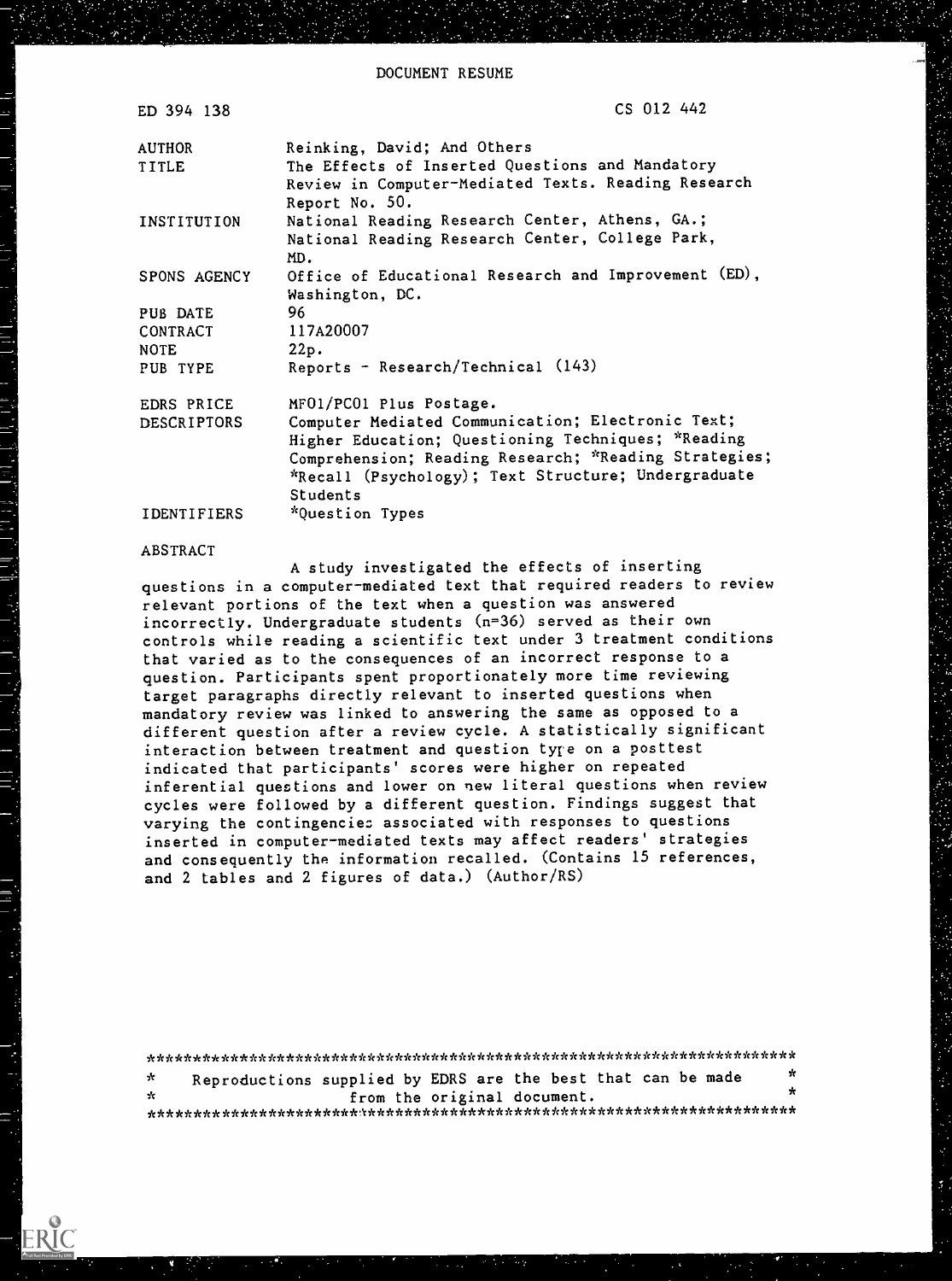DOCUMENT RESUME

| | |
|---|---|
| ED 394 138 | CS 012 442 |
| AUTHOR | Reinking, David; And Others |
| TITLE | The Effects of Inserted Questions and Mandatory Review in Computer-Mediated Texts. Reading Research Report No. 50. |
| INSTITUTION | National Reading Research Center, Athens, GA.; National Reading Research Center, College Park, MD. |
| SPONS AGENCY | Office of Educational Research and Improvement (ED), Washington, DC. |
| PUB DATE | 96 |
| CONTRACT | 117A20007 |
| NOTE | 22p. |
| PUB TYPE | Reports - Research/Technical (143) |
| EDRS PRICE | MF01/PC01 Plus Postage. |
| DESCRIPTORS | Computer Mediated Communication; Electronic Text; Higher Education; Questioning Techniques; *Reading Comprehension; Reading Research; *Reading Strategies; *Recall (Psychology); Text Structure; Undergraduate Students |
| IDENTIFIERS | *Question Types |

ABSTRACT

A study investigated the effects of inserting questions in a computer-mediated text that required readers to review relevant portions of the text when a question was answered incorrectly. Undergraduate students (n=36) served as their own controls while reading a scientific text under 3 treatment conditions that varied as to the consequences of an incorrect response to a question. Participants spent proportionately more time reviewing target paragraphs directly relevant to inserted questions when mandatory review was linked to answering the same as opposed to a different question after a review cycle. A statistically significant interaction between treatment and question type on a posttest indicated that participants' scores were higher on repeated inferential questions and lower on new literal questions when review cycles were followed by a different question. Findings suggest that varying the contingencies associated with responses to questions inserted in computer-mediated texts may affect readers' strategies and consequently the information recalled. (Contains 15 references, and 2 tables and 2 figures of data.) (Author/RS)

***********************************************************************
* Reproductions supplied by EDRS are the best that can be made *
* from the original document. *
***********************************************************************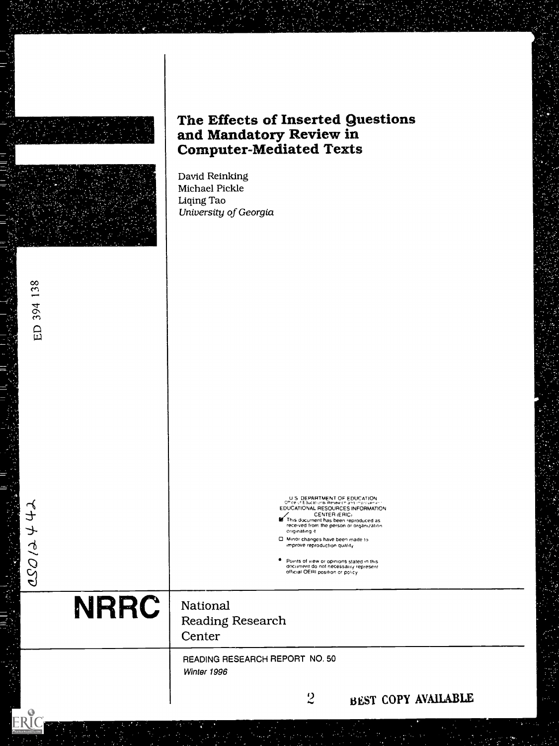# The Effects of Inserted Questions and Mandatory Review in Computer-Mediated Texts

David Reinking
Michael Pickle
Liqing Tao
*University of Georgia*

ED 394 138

CS012442

U.S. DEPARTMENT OF EDUCATION
Office of Educational Research and Improvement
EDUCATIONAL RESOURCES INFORMATION CENTER (ERIC)

- This document has been reproduced as received from the person or organization originating it
- Minor changes have been made to improve reproduction quality
- Points of view or opinions stated in this document do not necessarily represent official OERI position or policy

**NRRC** National Reading Research Center

READING RESEARCH REPORT NO. 50
*Winter 1996*

BEST COPY AVAILABLE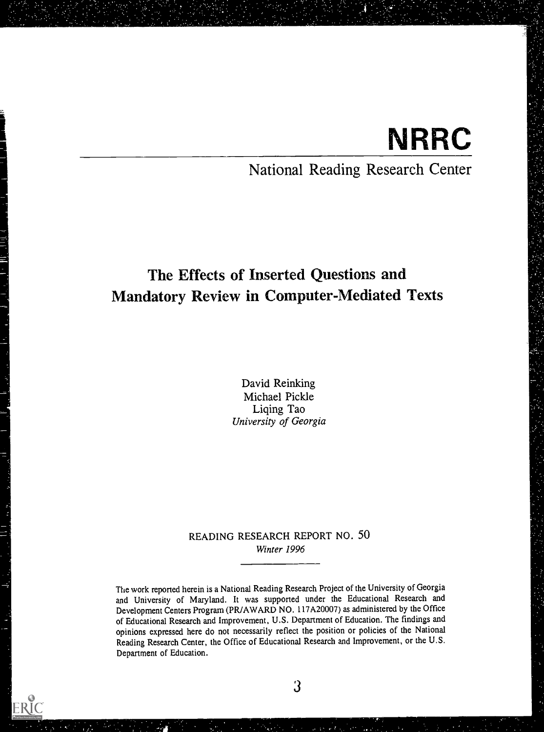# NRRC

National Reading Research Center

## The Effects of Inserted Questions and Mandatory Review in Computer-Mediated Texts

David Reinking
Michael Pickle
Liqing Tao
*University of Georgia*

READING RESEARCH REPORT NO. 50
*Winter 1996*

The work reported herein is a National Reading Research Project of the University of Georgia and University of Maryland. It was supported under the Educational Research and Development Centers Program (PR/AWARD NO. 117A20007) as administered by the Office of Educational Research and Improvement, U.S. Department of Education. The findings and opinions expressed here do not necessarily reflect the position or policies of the National Reading Research Center, the Office of Educational Research and Improvement, or the U.S. Department of Education.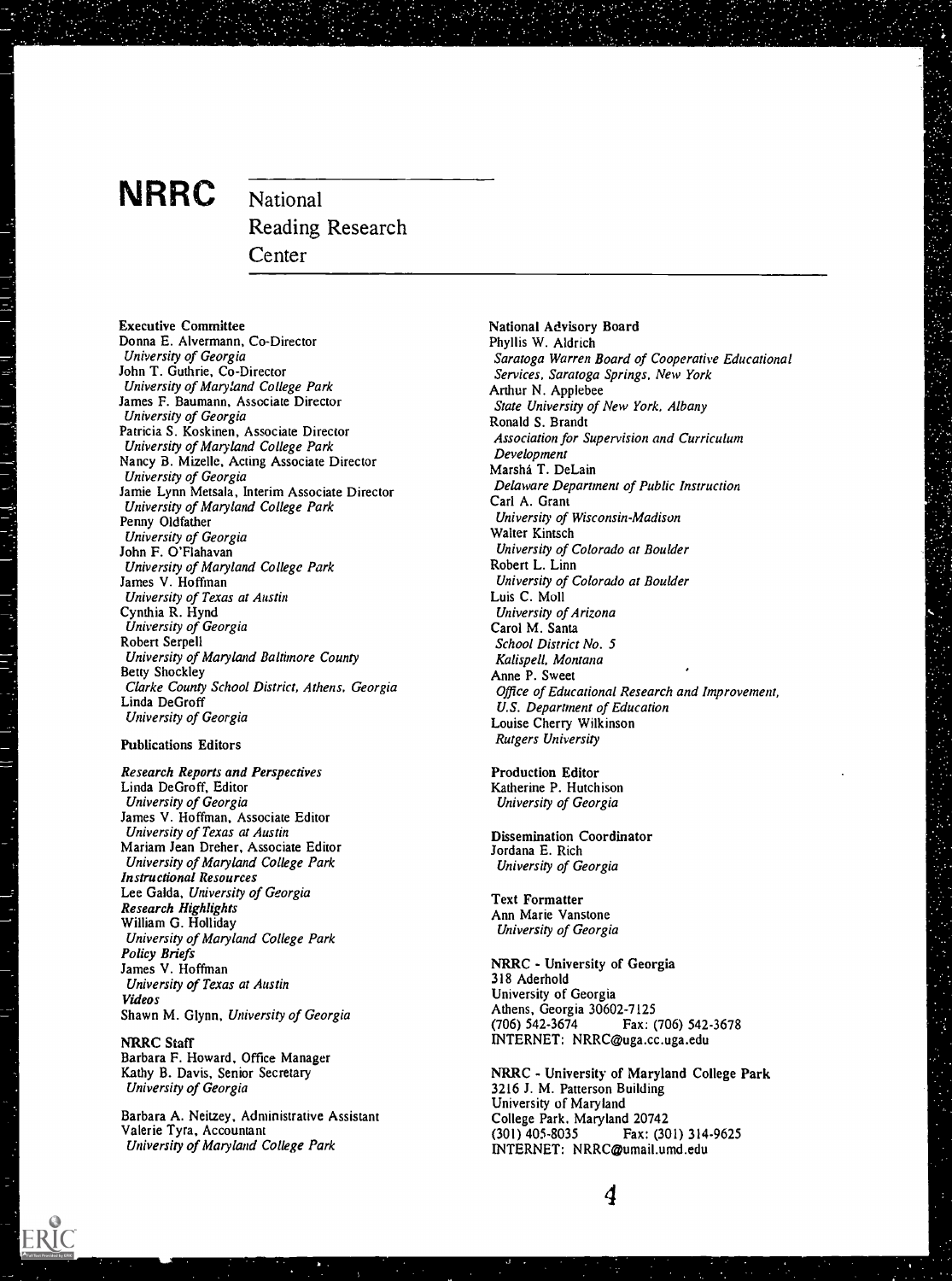# NRRC National Reading Research Center

**Executive Committee**
Donna E. Alvermann, Co-Director
*University of Georgia*
John T. Guthrie, Co-Director
*University of Maryland College Park*
James F. Baumann, Associate Director
*University of Georgia*
Patricia S. Koskinen, Associate Director
*University of Maryland College Park*
Nancy B. Mizelle, Acting Associate Director
*University of Georgia*
Jamie Lynn Metsala, Interim Associate Director
*University of Maryland College Park*
Penny Oldfather
*University of Georgia*
John F. O'Flahavan
*University of Maryland College Park*
James V. Hoffman
*University of Texas at Austin*
Cynthia R. Hynd
*University of Georgia*
Robert Serpell
*University of Maryland Baltimore County*
Betty Shockley
*Clarke County School District, Athens, Georgia*
Linda DeGroff
*University of Georgia*

**Publications Editors**

*Research Reports and Perspectives*
Linda DeGroff, Editor
*University of Georgia*
James V. Hoffman, Associate Editor
*University of Texas at Austin*
Mariam Jean Dreher, Associate Editor
*University of Maryland College Park*
***Instructional Resources***
Lee Galda, *University of Georgia*
***Research Highlights***
William G. Holliday
*University of Maryland College Park*
***Policy Briefs***
James V. Hoffman
*University of Texas at Austin*
***Videos***
Shawn M. Glynn, *University of Georgia*

**NRRC Staff**
Barbara F. Howard, Office Manager
Kathy B. Davis, Senior Secretary
*University of Georgia*

Barbara A. Neitzey, Administrative Assistant
Valerie Tyra, Accountant
*University of Maryland College Park*

**National Advisory Board**
Phyllis W. Aldrich
*Saratoga Warren Board of Cooperative Educational Services, Saratoga Springs, New York*
Arthur N. Applebee
*State University of New York, Albany*
Ronald S. Brandt
*Association for Supervision and Curriculum Development*
Marshá T. DeLain
*Delaware Department of Public Instruction*
Carl A. Grant
*University of Wisconsin-Madison*
Walter Kintsch
*University of Colorado at Boulder*
Robert L. Linn
*University of Colorado at Boulder*
Luis C. Moll
*University of Arizona*
Carol M. Santa
*School District No. 5*
*Kalispell, Montana*
Anne P. Sweet
*Office of Educational Research and Improvement, U.S. Department of Education*
Louise Cherry Wilkinson
*Rutgers University*

**Production Editor**
Katherine P. Hutchison
*University of Georgia*

**Dissemination Coordinator**
Jordana E. Rich
*University of Georgia*

**Text Formatter**
Ann Marie Vanstone
*University of Georgia*

**NRRC - University of Georgia**
318 Aderhold
University of Georgia
Athens, Georgia 30602-7125
(706) 542-3674 Fax: (706) 542-3678
INTERNET: NRRC@uga.cc.uga.edu

**NRRC - University of Maryland College Park**
3216 J. M. Patterson Building
University of Maryland
College Park, Maryland 20742
(301) 405-8035 Fax: (301) 314-9625
INTERNET: NRRC@umail.umd.edu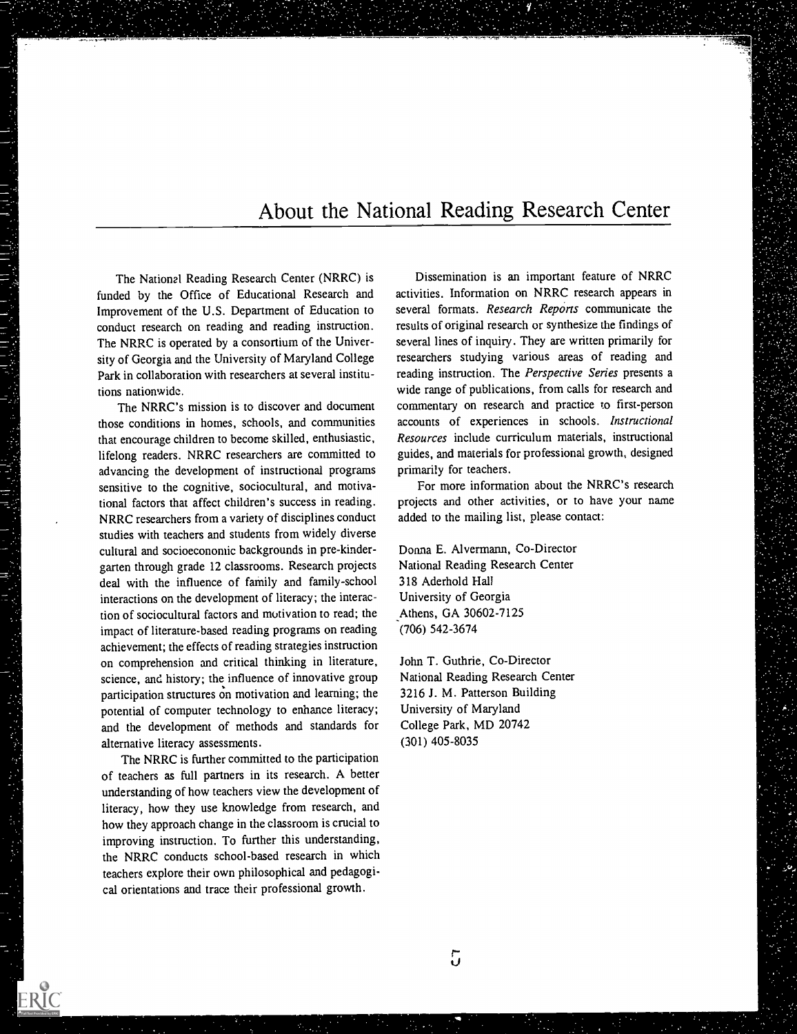# About the National Reading Research Center

The National Reading Research Center (NRRC) is funded by the Office of Educational Research and Improvement of the U.S. Department of Education to conduct research on reading and reading instruction. The NRRC is operated by a consortium of the University of Georgia and the University of Maryland College Park in collaboration with researchers at several institutions nationwide.

The NRRC's mission is to discover and document those conditions in homes, schools, and communities that encourage children to become skilled, enthusiastic, lifelong readers. NRRC researchers are committed to advancing the development of instructional programs sensitive to the cognitive, sociocultural, and motivational factors that affect children's success in reading. NRRC researchers from a variety of disciplines conduct studies with teachers and students from widely diverse cultural and socioeconomic backgrounds in pre-kindergarten through grade 12 classrooms. Research projects deal with the influence of family and family-school interactions on the development of literacy; the interaction of sociocultural factors and motivation to read; the impact of literature-based reading programs on reading achievement; the effects of reading strategies instruction on comprehension and critical thinking in literature, science, and history; the influence of innovative group participation structures on motivation and learning; the potential of computer technology to enhance literacy; and the development of methods and standards for alternative literacy assessments.

The NRRC is further committed to the participation of teachers as full partners in its research. A better understanding of how teachers view the development of literacy, how they use knowledge from research, and how they approach change in the classroom is crucial to improving instruction. To further this understanding, the NRRC conducts school-based research in which teachers explore their own philosophical and pedagogical orientations and trace their professional growth.

Dissemination is an important feature of NRRC activities. Information on NRRC research appears in several formats. *Research Reports* communicate the results of original research or synthesize the findings of several lines of inquiry. They are written primarily for researchers studying various areas of reading and reading instruction. The *Perspective Series* presents a wide range of publications, from calls for research and commentary on research and practice to first-person accounts of experiences in schools. *Instructional Resources* include curriculum materials, instructional guides, and materials for professional growth, designed primarily for teachers.

For more information about the NRRC's research projects and other activities, or to have your name added to the mailing list, please contact:

Donna E. Alvermann, Co-Director
National Reading Research Center
318 Aderhold Hall
University of Georgia
Athens, GA 30602-7125
(706) 542-3674

John T. Guthrie, Co-Director
National Reading Research Center
3216 J. M. Patterson Building
University of Maryland
College Park, MD 20742
(301) 405-8035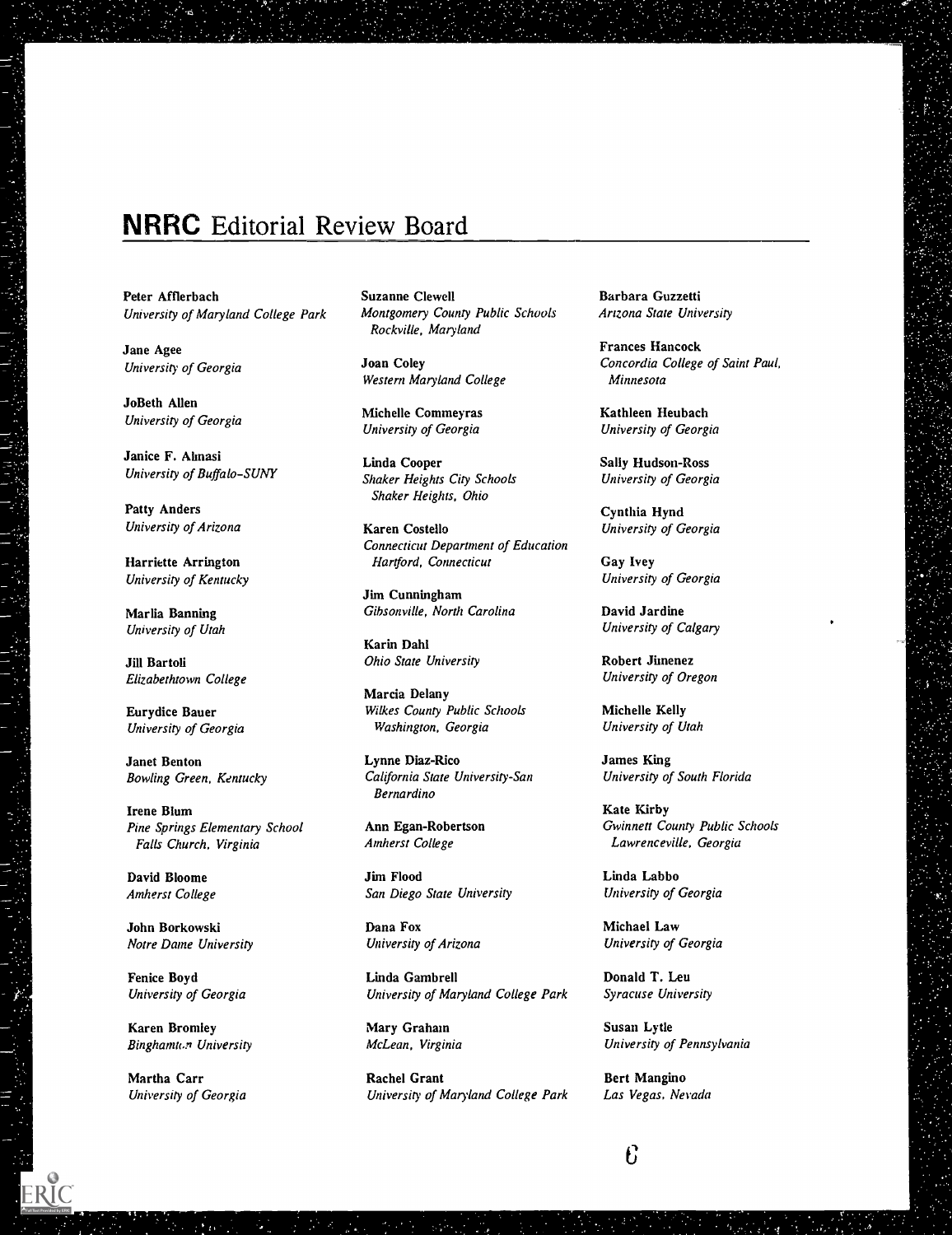# **NRRC** Editorial Review Board

**Peter Afflerbach**
*University of Maryland College Park*

**Jane Agee**
*University of Georgia*

**JoBeth Allen**
*University of Georgia*

**Janice F. Almasi**
*University of Buffalo–SUNY*

**Patty Anders**
*University of Arizona*

**Harriette Arrington**
*University of Kentucky*

**Marlia Banning**
*University of Utah*

**Jill Bartoli**
*Elizabethtown College*

**Eurydice Bauer**
*University of Georgia*

**Janet Benton**
*Bowling Green, Kentucky*

**Irene Blum**
*Pine Springs Elementary School*
*Falls Church, Virginia*

**David Bloome**
*Amherst College*

**John Borkowski**
*Notre Dame University*

**Fenice Boyd**
*University of Georgia*

**Karen Bromley**
*Binghamton University*

**Martha Carr**
*University of Georgia*

**Suzanne Clewell**
*Montgomery County Public Schools*
*Rockville, Maryland*

**Joan Coley**
*Western Maryland College*

**Michelle Commeyras**
*University of Georgia*

**Linda Cooper**
*Shaker Heights City Schools*
*Shaker Heights, Ohio*

**Karen Costello**
*Connecticut Department of Education*
*Hartford, Connecticut*

**Jim Cunningham**
*Gibsonville, North Carolina*

**Karin Dahl**
*Ohio State University*

**Marcia Delany**
*Wilkes County Public Schools*
*Washington, Georgia*

**Lynne Diaz-Rico**
*California State University-San Bernardino*

**Ann Egan-Robertson**
*Amherst College*

**Jim Flood**
*San Diego State University*

**Dana Fox**
*University of Arizona*

**Linda Gambrell**
*University of Maryland College Park*

**Mary Graham**
*McLean, Virginia*

**Rachel Grant**
*University of Maryland College Park*

**Barbara Guzzetti**
*Arizona State University*

**Frances Hancock**
*Concordia College of Saint Paul, Minnesota*

**Kathleen Heubach**
*University of Georgia*

**Sally Hudson-Ross**
*University of Georgia*

**Cynthia Hynd**
*University of Georgia*

**Gay Ivey**
*University of Georgia*

**David Jardine**
*University of Calgary*

**Robert Jimenez**
*University of Oregon*

**Michelle Kelly**
*University of Utah*

**James King**
*University of South Florida*

**Kate Kirby**
*Gwinnett County Public Schools*
*Lawrenceville, Georgia*

**Linda Labbo**
*University of Georgia*

**Michael Law**
*University of Georgia*

**Donald T. Leu**
*Syracuse University*

**Susan Lytle**
*University of Pennsylvania*

**Bert Mangino**
*Las Vegas, Nevada*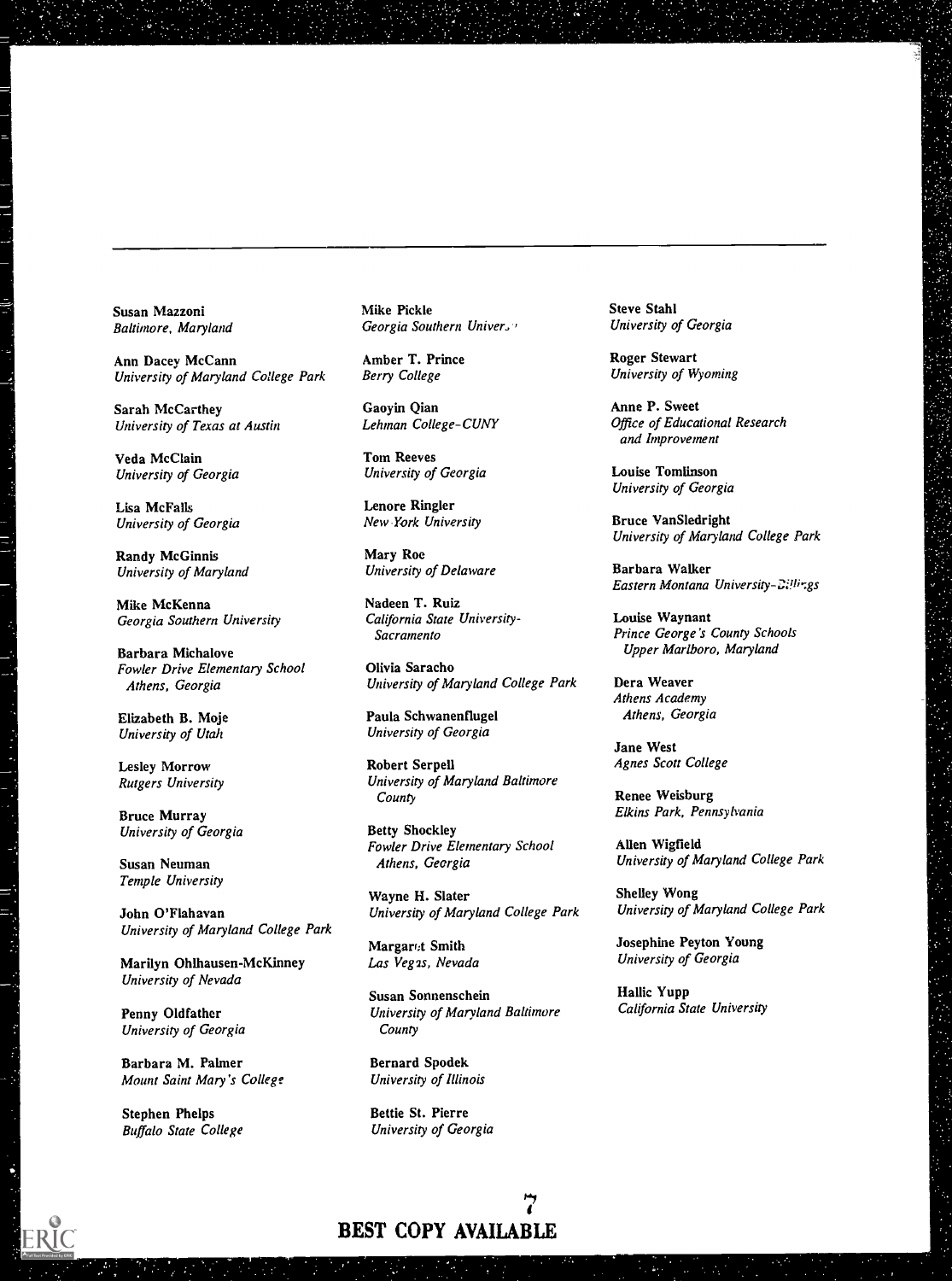**Susan Mazzoni**
*Baltimore, Maryland*

**Ann Dacey McCann**
*University of Maryland College Park*

**Sarah McCarthey**
*University of Texas at Austin*

**Veda McClain**
*University of Georgia*

**Lisa McFalls**
*University of Georgia*

**Randy McGinnis**
*University of Maryland*

**Mike McKenna**
*Georgia Southern University*

**Barbara Michalove**
*Fowler Drive Elementary School Athens, Georgia*

**Elizabeth B. Moje**
*University of Utah*

**Lesley Morrow**
*Rutgers University*

**Bruce Murray**
*University of Georgia*

**Susan Neuman**
*Temple University*

**John O'Flahavan**
*University of Maryland College Park*

**Marilyn Ohlhausen-McKinney**
*University of Nevada*

**Penny Oldfather**
*University of Georgia*

**Barbara M. Palmer**
*Mount Saint Mary's College*

**Stephen Phelps**
*Buffalo State College*

**Mike Pickle**
*Georgia Southern University*

**Amber T. Prince**
*Berry College*

**Gaoyin Qian**
*Lehman College-CUNY*

**Tom Reeves**
*University of Georgia*

**Lenore Ringler**
*New York University*

**Mary Roe**
*University of Delaware*

**Nadeen T. Ruiz**
*California State University-Sacramento*

**Olivia Saracho**
*University of Maryland College Park*

**Paula Schwanenflugel**
*University of Georgia*

**Robert Serpell**
*University of Maryland Baltimore County*

**Betty Shockley**
*Fowler Drive Elementary School Athens, Georgia*

**Wayne H. Slater**
*University of Maryland College Park*

**Margaret Smith**
*Las Vegas, Nevada*

**Susan Sonnenschein**
*University of Maryland Baltimore County*

**Bernard Spodek**
*University of Illinois*

**Bettie St. Pierre**
*University of Georgia*

**Steve Stahl**
*University of Georgia*

**Roger Stewart**
*University of Wyoming*

**Anne P. Sweet**
*Office of Educational Research and Improvement*

**Louise Tomlinson**
*University of Georgia*

**Bruce VanSledright**
*University of Maryland College Park*

**Barbara Walker**
*Eastern Montana University-Billings*

**Louise Waynant**
*Prince George's County Schools Upper Marlboro, Maryland*

**Dera Weaver**
*Athens Academy Athens, Georgia*

**Jane West**
*Agnes Scott College*

**Renee Weisburg**
*Elkins Park, Pennsylvania*

**Allen Wigfield**
*University of Maryland College Park*

**Shelley Wong**
*University of Maryland College Park*

**Josephine Peyton Young**
*University of Georgia*

**Hallie Yupp**
*California State University*

**BEST COPY AVAILABLE**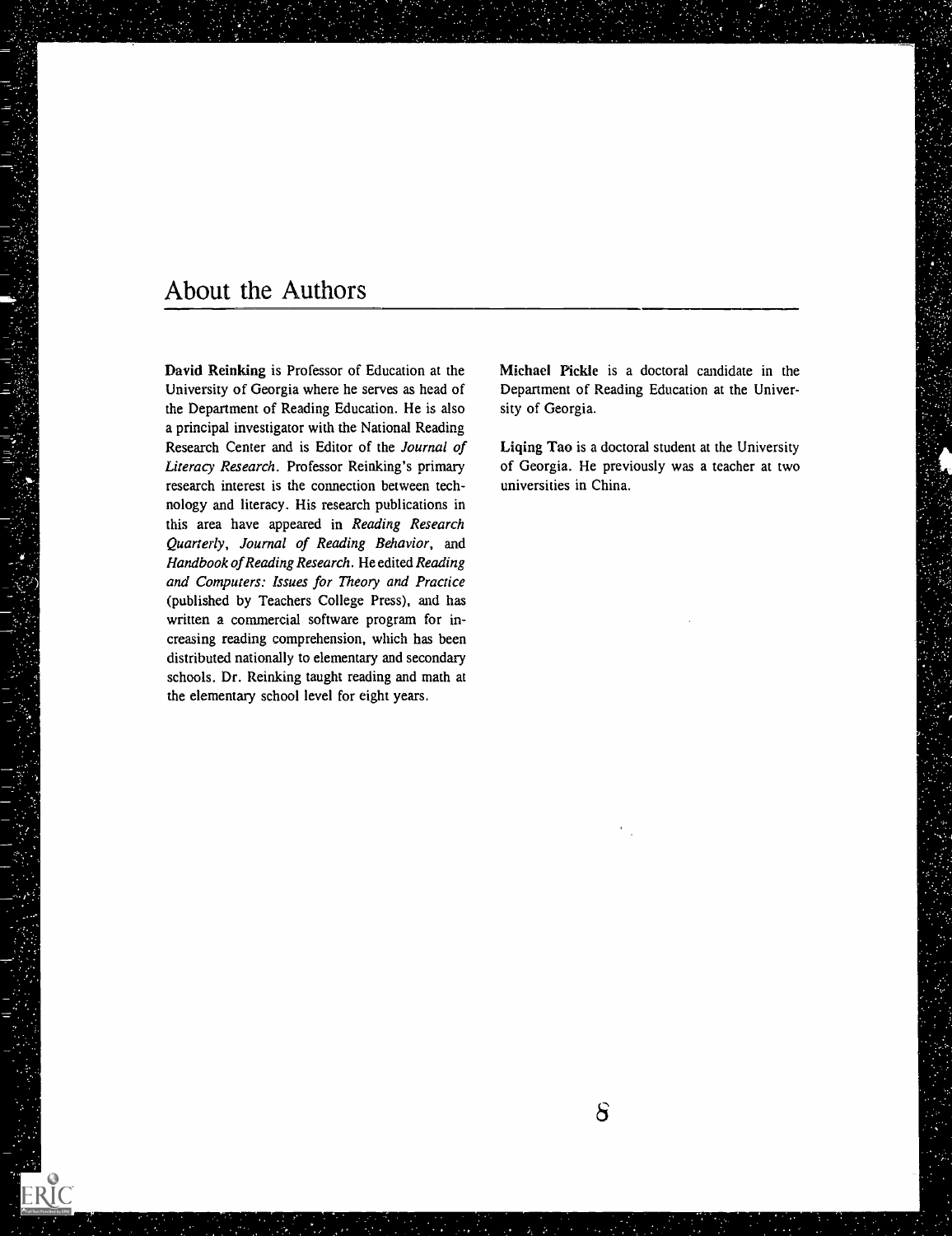## About the Authors

**David Reinking** is Professor of Education at the University of Georgia where he serves as head of the Department of Reading Education. He is also a principal investigator with the National Reading Research Center and is Editor of the *Journal of Literacy Research*. Professor Reinking's primary research interest is the connection between technology and literacy. His research publications in this area have appeared in *Reading Research Quarterly*, *Journal of Reading Behavior*, and *Handbook of Reading Research*. He edited *Reading and Computers: Issues for Theory and Practice* (published by Teachers College Press), and has written a commercial software program for increasing reading comprehension, which has been distributed nationally to elementary and secondary schools. Dr. Reinking taught reading and math at the elementary school level for eight years.

**Michael Pickle** is a doctoral candidate in the Department of Reading Education at the University of Georgia.

**Liqing Tao** is a doctoral student at the University of Georgia. He previously was a teacher at two universities in China.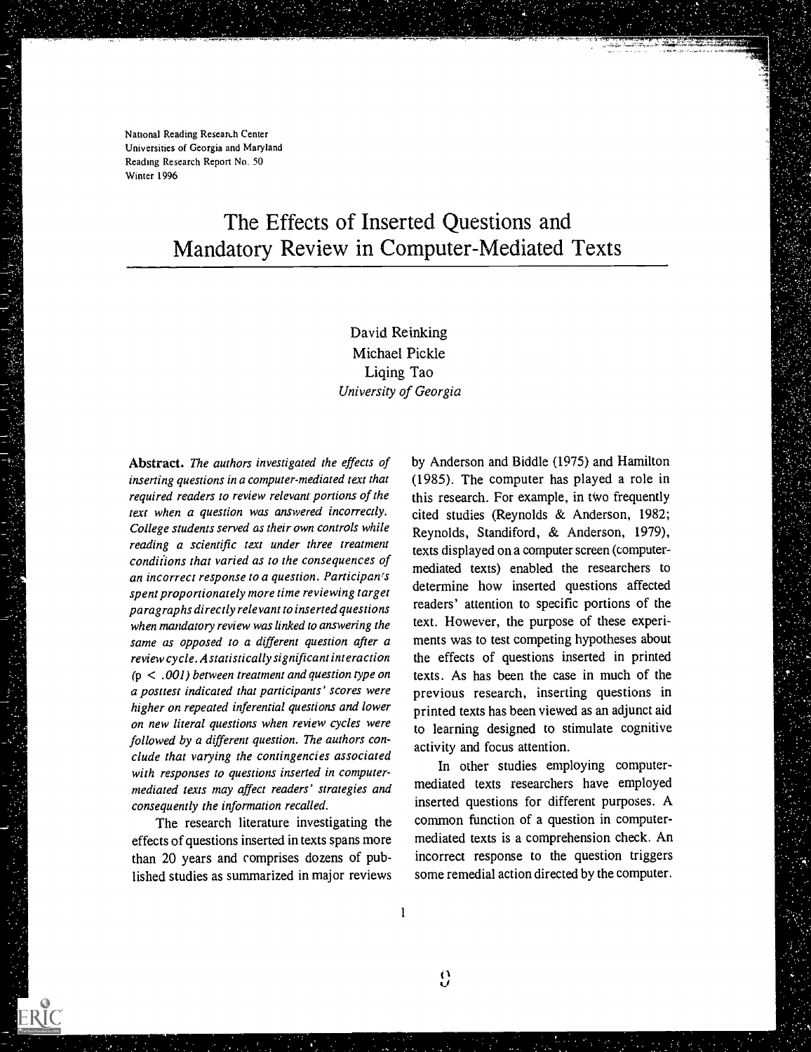National Reading Research Center
Universities of Georgia and Maryland
Reading Research Report No. 50
Winter 1996

# The Effects of Inserted Questions and Mandatory Review in Computer-Mediated Texts

David Reinking
Michael Pickle
Liqing Tao
*University of Georgia*

**Abstract.** *The authors investigated the effects of inserting questions in a computer-mediated text that required readers to review relevant portions of the text when a question was answered incorrectly. College students served as their own controls while reading a scientific text under three treatment conditions that varied as to the consequences of an incorrect response to a question. Participants spent proportionately more time reviewing target paragraphs directly relevant to inserted questions when mandatory review was linked to answering the same as opposed to a different question after a review cycle. A statistically significant interaction* ($p < .001$) *between treatment and question type on a posttest indicated that participants' scores were higher on repeated inferential questions and lower on new literal questions when review cycles were followed by a different question. The authors conclude that varying the contingencies associated with responses to questions inserted in computer-mediated texts may affect readers' strategies and consequently the information recalled.*

The research literature investigating the effects of questions inserted in texts spans more than 20 years and comprises dozens of published studies as summarized in major reviews by Anderson and Biddle (1975) and Hamilton (1985). The computer has played a role in this research. For example, in two frequently cited studies (Reynolds & Anderson, 1982; Reynolds, Standiford, & Anderson, 1979), texts displayed on a computer screen (computer-mediated texts) enabled the researchers to determine how inserted questions affected readers' attention to specific portions of the text. However, the purpose of these experiments was to test competing hypotheses about the effects of questions inserted in printed texts. As has been the case in much of the previous research, inserting questions in printed texts has been viewed as an adjunct aid to learning designed to stimulate cognitive activity and focus attention.

In other studies employing computer-mediated texts researchers have employed inserted questions for different purposes. A common function of a question in computer-mediated texts is a comprehension check. An incorrect response to the question triggers some remedial action directed by the computer.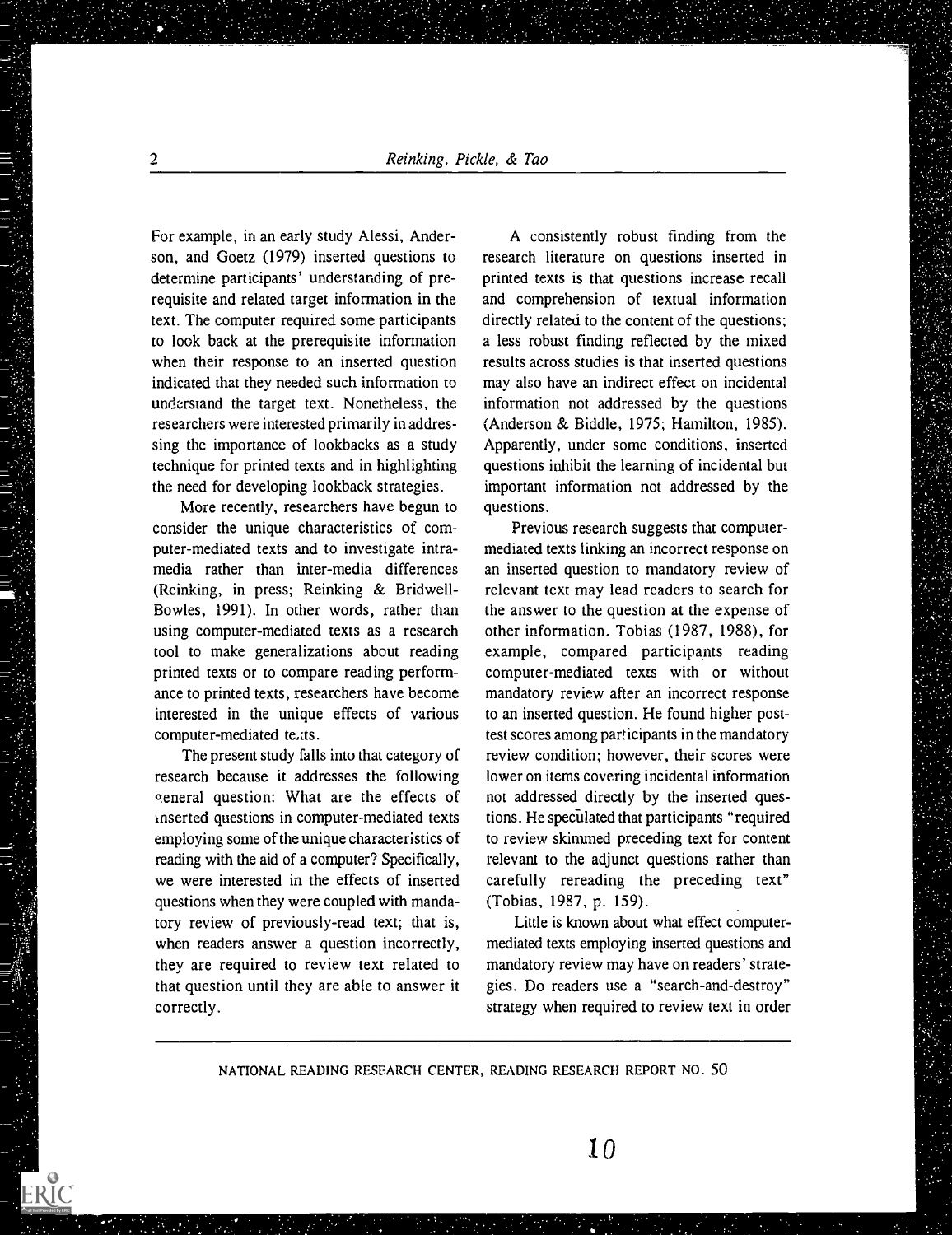For example, in an early study Alessi, Anderson, and Goetz (1979) inserted questions to determine participants' understanding of prerequisite and related target information in the text. The computer required some participants to look back at the prerequisite information when their response to an inserted question indicated that they needed such information to understand the target text. Nonetheless, the researchers were interested primarily in addressing the importance of lookbacks as a study technique for printed texts and in highlighting the need for developing lookback strategies.

More recently, researchers have begun to consider the unique characteristics of computer-mediated texts and to investigate intra-media rather than inter-media differences (Reinking, in press; Reinking & Bridwell-Bowles, 1991). In other words, rather than using computer-mediated texts as a research tool to make generalizations about reading printed texts or to compare reading performance to printed texts, researchers have become interested in the unique effects of various computer-mediated texts.

The present study falls into that category of research because it addresses the following general question: What are the effects of inserted questions in computer-mediated texts employing some of the unique characteristics of reading with the aid of a computer? Specifically, we were interested in the effects of inserted questions when they were coupled with mandatory review of previously-read text; that is, when readers answer a question incorrectly, they are required to review text related to that question until they are able to answer it correctly.

A consistently robust finding from the research literature on questions inserted in printed texts is that questions increase recall and comprehension of textual information directly related to the content of the questions; a less robust finding reflected by the mixed results across studies is that inserted questions may also have an indirect effect on incidental information not addressed by the questions (Anderson & Biddle, 1975; Hamilton, 1985). Apparently, under some conditions, inserted questions inhibit the learning of incidental but important information not addressed by the questions.

Previous research suggests that computer-mediated texts linking an incorrect response on an inserted question to mandatory review of relevant text may lead readers to search for the answer to the question at the expense of other information. Tobias (1987, 1988), for example, compared participants reading computer-mediated texts with or without mandatory review after an incorrect response to an inserted question. He found higher posttest scores among participants in the mandatory review condition; however, their scores were lower on items covering incidental information not addressed directly by the inserted questions. He speculated that participants "required to review skimmed preceding text for content relevant to the adjunct questions rather than carefully rereading the preceding text" (Tobias, 1987, p. 159).

Little is known about what effect computer-mediated texts employing inserted questions and mandatory review may have on readers' strategies. Do readers use a "search-and-destroy" strategy when required to review text in order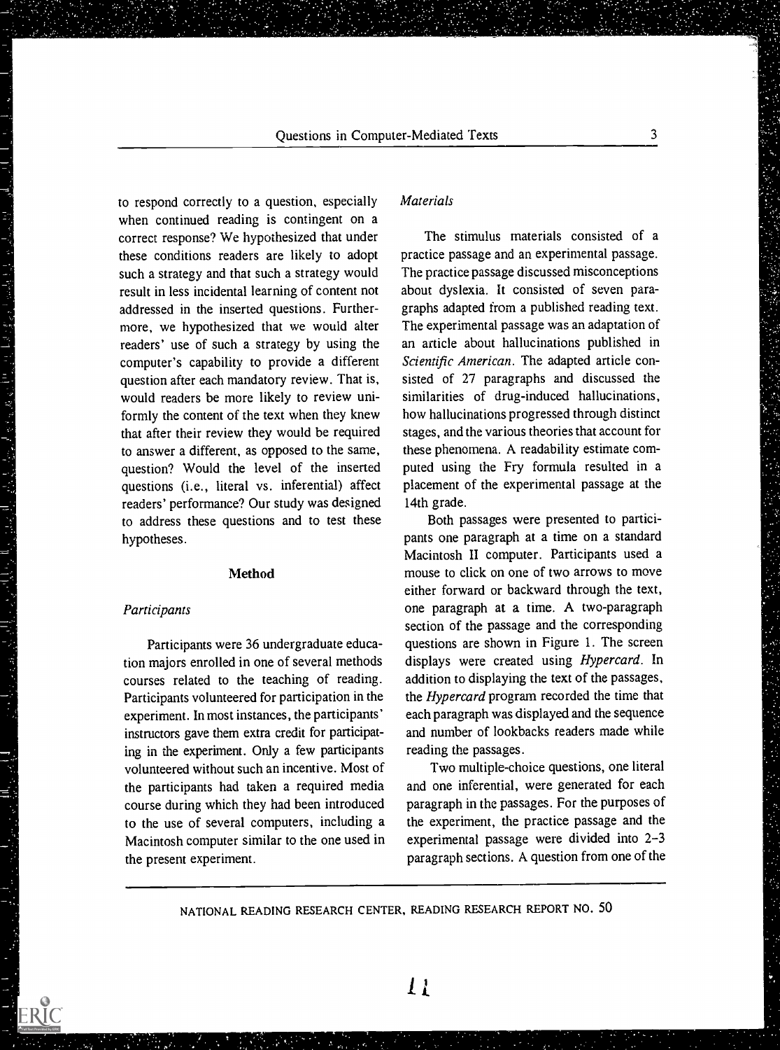to respond correctly to a question, especially when continued reading is contingent on a correct response? We hypothesized that under these conditions readers are likely to adopt such a strategy and that such a strategy would result in less incidental learning of content not addressed in the inserted questions. Furthermore, we hypothesized that we would alter readers' use of such a strategy by using the computer's capability to provide a different question after each mandatory review. That is, would readers be more likely to review uniformly the content of the text when they knew that after their review they would be required to answer a different, as opposed to the same, question? Would the level of the inserted questions (i.e., literal vs. inferential) affect readers' performance? Our study was designed to address these questions and to test these hypotheses.

## Method

### *Participants*

Participants were 36 undergraduate education majors enrolled in one of several methods courses related to the teaching of reading. Participants volunteered for participation in the experiment. In most instances, the participants' instructors gave them extra credit for participating in the experiment. Only a few participants volunteered without such an incentive. Most of the participants had taken a required media course during which they had been introduced to the use of several computers, including a Macintosh computer similar to the one used in the present experiment.

### *Materials*

The stimulus materials consisted of a practice passage and an experimental passage. The practice passage discussed misconceptions about dyslexia. It consisted of seven paragraphs adapted from a published reading text. The experimental passage was an adaptation of an article about hallucinations published in *Scientific American*. The adapted article consisted of 27 paragraphs and discussed the similarities of drug-induced hallucinations, how hallucinations progressed through distinct stages, and the various theories that account for these phenomena. A readability estimate computed using the Fry formula resulted in a placement of the experimental passage at the 14th grade.

Both passages were presented to participants one paragraph at a time on a standard Macintosh II computer. Participants used a mouse to click on one of two arrows to move either forward or backward through the text, one paragraph at a time. A two-paragraph section of the passage and the corresponding questions are shown in Figure 1. The screen displays were created using *Hypercard*. In addition to displaying the text of the passages, the *Hypercard* program recorded the time that each paragraph was displayed and the sequence and number of lookbacks readers made while reading the passages.

Two multiple-choice questions, one literal and one inferential, were generated for each paragraph in the passages. For the purposes of the experiment, the practice passage and the experimental passage were divided into 2–3 paragraph sections. A question from one of the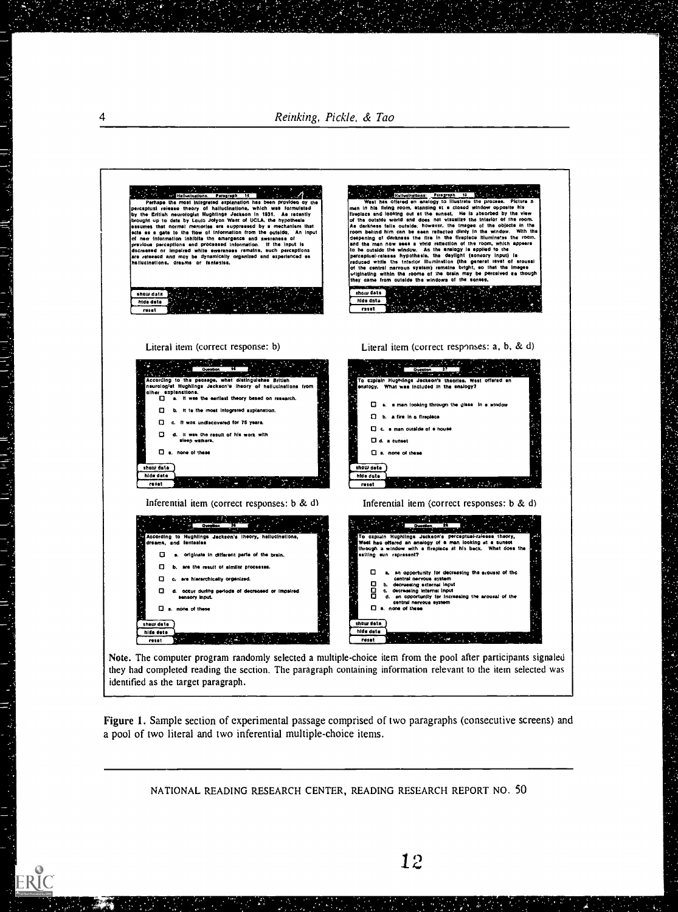Hallucinations. Paragraph 14

Perhaps the most integrated explanation has been provided by the perceptual release theory of hallucinations, which was formulated by the British neurologist Hughlings Jackson in 1931. As recently brought up to date by Louis Jolyon West of UCLA, the hypothesis assumes that normal memories are suppressed by a mechanism that acts as a gate to the flow of information from the outside. An input of new information inhibits the emergence and awareness of previous perceptions and processed information. If the input is decreased or impaired while awareness remains, such perceptions are released and may be dynamically organized and experienced as hallucinations, dreams or fantasies.

show data
hide data
reset

Hallucinations: Paragraph 15

West has offered an analogy to illustrate the process. Picture a man in his living room, standing at a closed window opposite his fireplace and looking out at the sunset. He is absorbed by the view of the outside world and does not visualize the interior of the room. As darkness falls outside, however, the images of the objects in the room behind him can be seen reflected dimly in the window. With the deepening of darkness the fire in the fireplace illuminates the room, and the man now sees a vivid reflection of the room, which appears to be outside the window. As the analogy is applied to the perceptual-release hypothesis, the daylight (sensory input) is reduced while the interior illumination (the general level of arousal of the central nervous system) remains bright, so that the images originating within the rooms of the brain may be perceived as though they came from outside the windows of the senses.

show data
hide data
reset

Literal item (correct response: b)

Question 24

According to the passage, what distinguishes British neurologist Hughlings Jackson's theory of hallucinations from other explanations.

- a. It was the earliest theory based on research.
- b. It is the most integrated explanation.
- c. It was undiscovered for 75 years.
- d. It was the result of his work with sleep walkers.
- e. none of these

show data
hide data
reset

Literal item (correct responses: a, b, & d)

Question 27

To explain Hughlings Jackson's theories, West offered an analogy. What was included in the analogy?

- a. a man looking through the glass in a window
- b. a fire in a fireplace
- c. a man outside of a house
- d. a sunset
- e. none of these

show data
hide data
reset

Inferential item (correct responses: b & d)

Question 26

According to Hughlings Jackson's theory, hallucinations, dreams, and fantasies

- a. originate in different parts of the brain.
- b. are the result of similar processes.
- c. are hierarchically organized.
- d. occur during periods of decreased or impaired sensory input.
- e. none of these

show data
hide data
reset

Inferential item (correct responses: b & d)

Question 28

To explain Hughlings Jackson's perceptual-release theory, West has offered an analogy of a man looking at a sunset through a window with a fireplace at his back. What does the setting sun represent?

- a. an opportunity for decreasing the arousal of the central nervous system
- b. decreasing external input
- c. decreasing internal input
- d. an opportunity for increasing the arousal of the central nervous system
- e. none of these

show data
hide data
reset

Note. The computer program randomly selected a multiple-choice item from the pool after participants signaled they had completed reading the section. The paragraph containing information relevant to the item selected was identified as the target paragraph.

**Figure 1.** Sample section of experimental passage comprised of two paragraphs (consecutive screens) and a pool of two literal and two inferential multiple-choice items.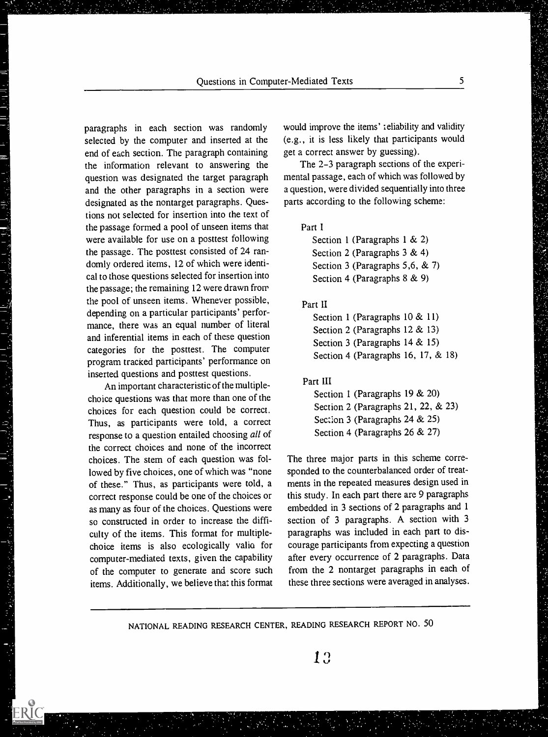paragraphs in each section was randomly selected by the computer and inserted at the end of each section. The paragraph containing the information relevant to answering the question was designated the target paragraph and the other paragraphs in a section were designated as the nontarget paragraphs. Questions not selected for insertion into the text of the passage formed a pool of unseen items that were available for use on a posttest following the passage. The posttest consisted of 24 randomly ordered items, 12 of which were identical to those questions selected for insertion into the passage; the remaining 12 were drawn from the pool of unseen items. Whenever possible, depending on a particular participants' performance, there was an equal number of literal and inferential items in each of these question categories for the posttest. The computer program tracked participants' performance on inserted questions and posttest questions.

An important characteristic of the multiple-choice questions was that more than one of the choices for each question could be correct. Thus, as participants were told, a correct response to a question entailed choosing *all* of the correct choices and none of the incorrect choices. The stem of each question was followed by five choices, one of which was "none of these." Thus, as participants were told, a correct response could be one of the choices or as many as four of the choices. Questions were so constructed in order to increase the difficulty of the items. This format for multiple-choice items is also ecologically valid for computer-mediated texts, given the capability of the computer to generate and score such items. Additionally, we believe that this format would improve the items' reliability and validity (e.g., it is less likely that participants would get a correct answer by guessing).

The 2–3 paragraph sections of the experimental passage, each of which was followed by a question, were divided sequentially into three parts according to the following scheme:

Part I
- Section 1 (Paragraphs 1 & 2)
- Section 2 (Paragraphs 3 & 4)
- Section 3 (Paragraphs 5,6, & 7)
- Section 4 (Paragraphs 8 & 9)

Part II
- Section 1 (Paragraphs 10 & 11)
- Section 2 (Paragraphs 12 & 13)
- Section 3 (Paragraphs 14 & 15)
- Section 4 (Paragraphs 16, 17, & 18)

Part III
- Section 1 (Paragraphs 19 & 20)
- Section 2 (Paragraphs 21, 22, & 23)
- Section 3 (Paragraphs 24 & 25)
- Section 4 (Paragraphs 26 & 27)

The three major parts in this scheme corresponded to the counterbalanced order of treatments in the repeated measures design used in this study. In each part there are 9 paragraphs embedded in 3 sections of 2 paragraphs and 1 section of 3 paragraphs. A section with 3 paragraphs was included in each part to discourage participants from expecting a question after every occurrence of 2 paragraphs. Data from the 2 nontarget paragraphs in each of these three sections were averaged in analyses.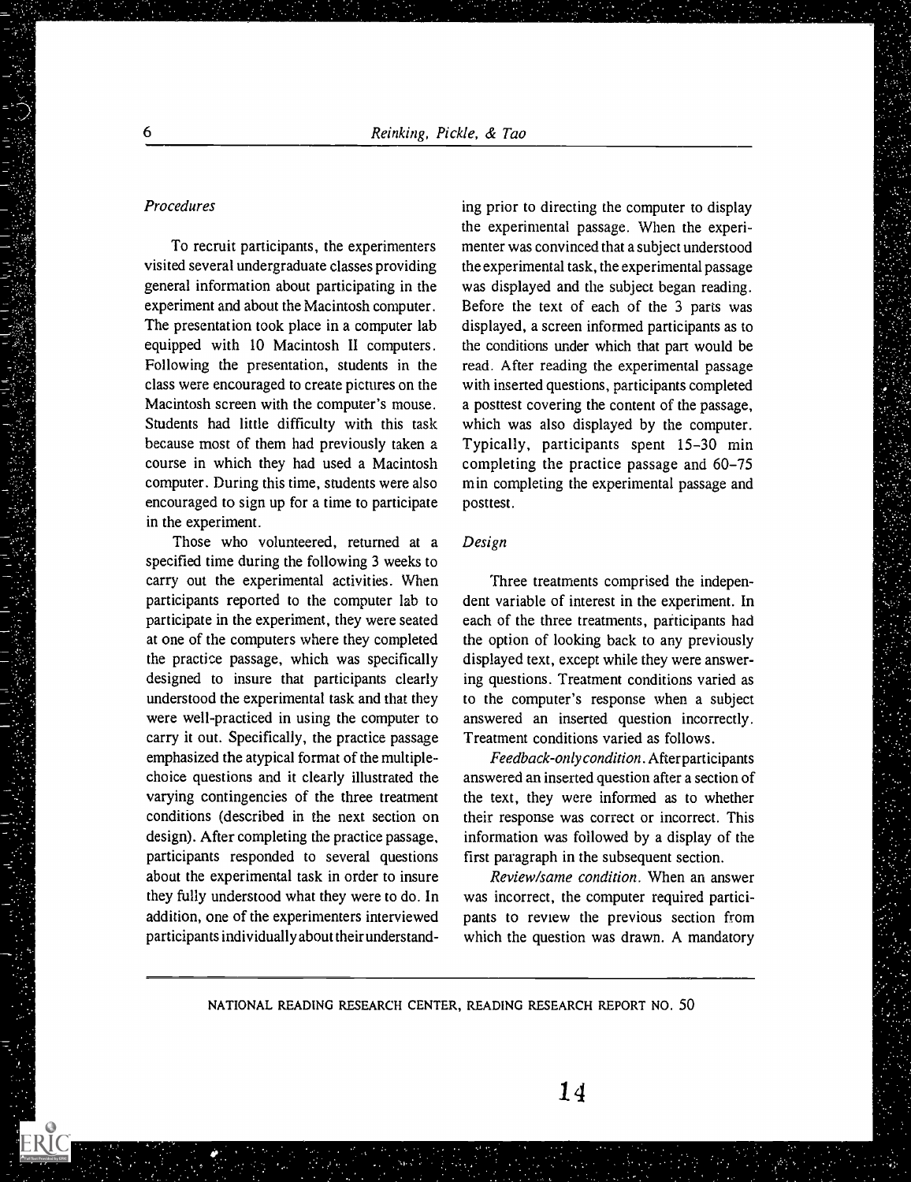*Procedures*

To recruit participants, the experimenters visited several undergraduate classes providing general information about participating in the experiment and about the Macintosh computer. The presentation took place in a computer lab equipped with 10 Macintosh II computers. Following the presentation, students in the class were encouraged to create pictures on the Macintosh screen with the computer's mouse. Students had little difficulty with this task because most of them had previously taken a course in which they had used a Macintosh computer. During this time, students were also encouraged to sign up for a time to participate in the experiment.

Those who volunteered, returned at a specified time during the following 3 weeks to carry out the experimental activities. When participants reported to the computer lab to participate in the experiment, they were seated at one of the computers where they completed the practice passage, which was specifically designed to insure that participants clearly understood the experimental task and that they were well-practiced in using the computer to carry it out. Specifically, the practice passage emphasized the atypical format of the multiple-choice questions and it clearly illustrated the varying contingencies of the three treatment conditions (described in the next section on design). After completing the practice passage, participants responded to several questions about the experimental task in order to insure they fully understood what they were to do. In addition, one of the experimenters interviewed participants individually about their understanding prior to directing the computer to display the experimental passage. When the experimenter was convinced that a subject understood the experimental task, the experimental passage was displayed and the subject began reading. Before the text of each of the 3 parts was displayed, a screen informed participants as to the conditions under which that part would be read. After reading the experimental passage with inserted questions, participants completed a posttest covering the content of the passage, which was also displayed by the computer. Typically, participants spent 15–30 min completing the practice passage and 60–75 min completing the experimental passage and posttest.

*Design*

Three treatments comprised the independent variable of interest in the experiment. In each of the three treatments, participants had the option of looking back to any previously displayed text, except while they were answering questions. Treatment conditions varied as to the computer's response when a subject answered an inserted question incorrectly. Treatment conditions varied as follows.

*Feedback-only condition.* After participants answered an inserted question after a section of the text, they were informed as to whether their response was correct or incorrect. This information was followed by a display of the first paragraph in the subsequent section.

*Review/same condition.* When an answer was incorrect, the computer required participants to review the previous section from which the question was drawn. A mandatory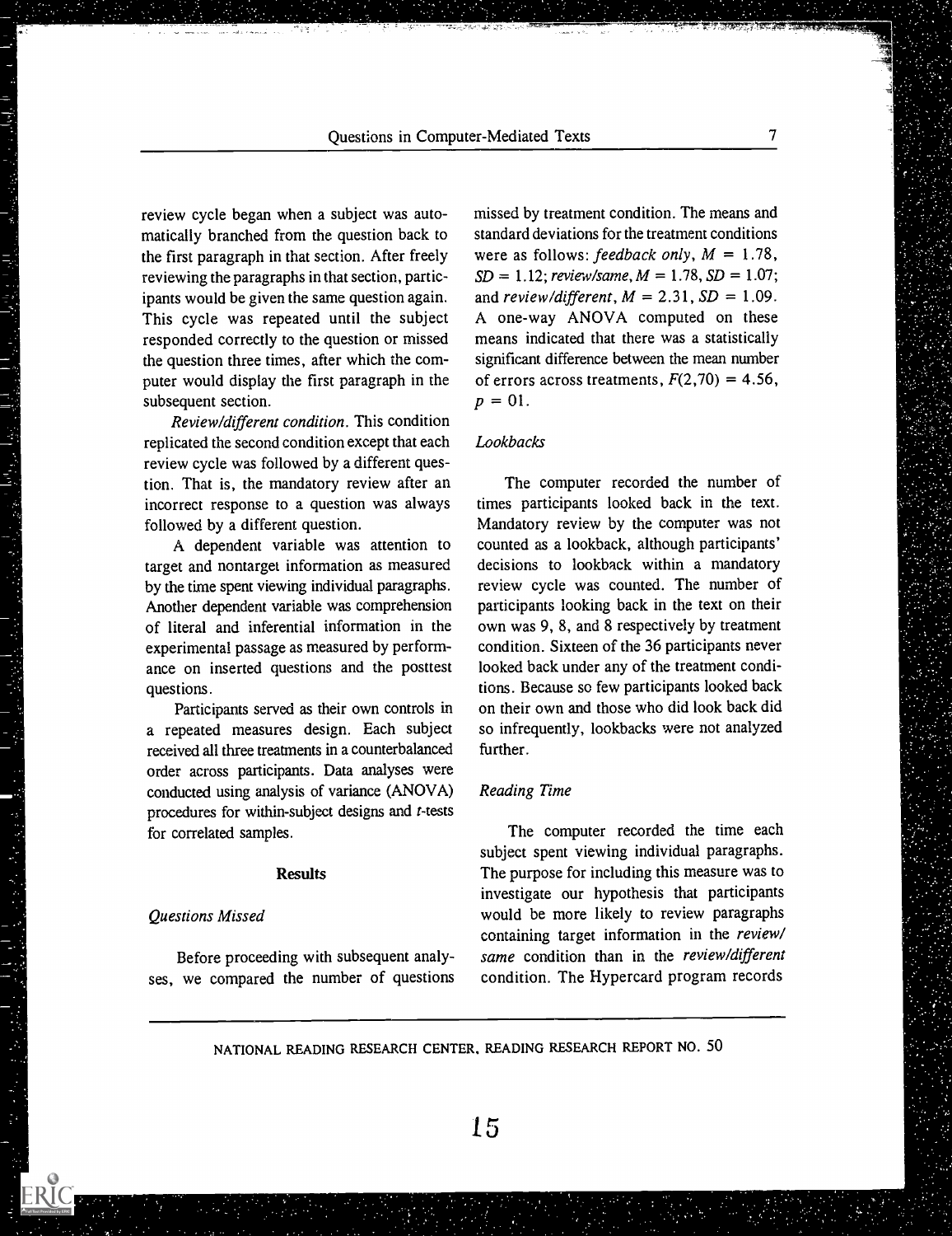review cycle began when a subject was automatically branched from the question back to the first paragraph in that section. After freely reviewing the paragraphs in that section, participants would be given the same question again. This cycle was repeated until the subject responded correctly to the question or missed the question three times, after which the computer would display the first paragraph in the subsequent section.

*Review/different condition*. This condition replicated the second condition except that each review cycle was followed by a different question. That is, the mandatory review after an incorrect response to a question was always followed by a different question.

A dependent variable was attention to target and nontarget information as measured by the time spent viewing individual paragraphs. Another dependent variable was comprehension of literal and inferential information in the experimental passage as measured by performance on inserted questions and the posttest questions.

Participants served as their own controls in a repeated measures design. Each subject received all three treatments in a counterbalanced order across participants. Data analyses were conducted using analysis of variance (ANOVA) procedures for within-subject designs and *t*-tests for correlated samples.

## Results

### *Questions Missed*

Before proceeding with subsequent analyses, we compared the number of questions missed by treatment condition. The means and standard deviations for the treatment conditions were as follows: *feedback only*, $M = 1.78$, $SD = 1.12$; *review/same*, $M = 1.78$, $SD = 1.07$; and *review/different*, $M = 2.31$, $SD = 1.09$. A one-way ANOVA computed on these means indicated that there was a statistically significant difference between the mean number of errors across treatments, $F(2,70) = 4.56$, $p = 01$.

### *Lookbacks*

The computer recorded the number of times participants looked back in the text. Mandatory review by the computer was not counted as a lookback, although participants' decisions to lookback within a mandatory review cycle was counted. The number of participants looking back in the text on their own was 9, 8, and 8 respectively by treatment condition. Sixteen of the 36 participants never looked back under any of the treatment conditions. Because so few participants looked back on their own and those who did look back did so infrequently, lookbacks were not analyzed further.

### *Reading Time*

The computer recorded the time each subject spent viewing individual paragraphs. The purpose for including this measure was to investigate our hypothesis that participants would be more likely to review paragraphs containing target information in the *review/same* condition than in the *review/different* condition. The Hypercard program records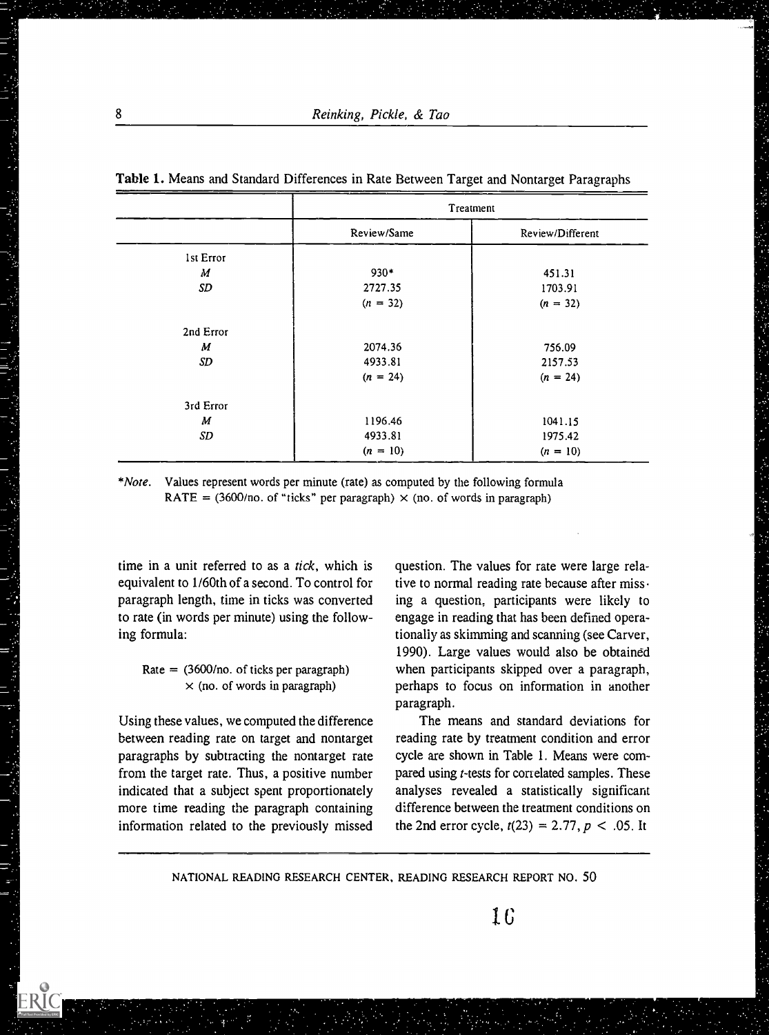**Table 1.** Means and Standard Differences in Rate Between Target and Nontarget Paragraphs

| | Treatment | |
|---|---|---|
| | Review/Same | Review/Different |
| 1st Error | | |
| *M* | 930* | 451.31 |
| *SD* | 2727.35 | 1703.91 |
| | ($n$ = 32) | ($n$ = 32) |
| 2nd Error | | |
| *M* | 2074.36 | 756.09 |
| *SD* | 4933.81 | 2157.53 |
| | ($n$ = 24) | ($n$ = 24) |
| 3rd Error | | |
| *M* | 1196.46 | 1041.15 |
| *SD* | 4933.81 | 1975.42 |
| | ($n$ = 10) | ($n$ = 10) |

**Note*. Values represent words per minute (rate) as computed by the following formula
RATE = (3600/no. of "ticks" per paragraph) × (no. of words in paragraph)

time in a unit referred to as a *tick*, which is equivalent to 1/60th of a second. To control for paragraph length, time in ticks was converted to rate (in words per minute) using the following formula:

$$\text{Rate} = (3600/\text{no. of ticks per paragraph}) \times (\text{no. of words in paragraph})$$

Using these values, we computed the difference between reading rate on target and nontarget paragraphs by subtracting the nontarget rate from the target rate. Thus, a positive number indicated that a subject spent proportionately more time reading the paragraph containing information related to the previously missed question. The values for rate were large relative to normal reading rate because after missing a question, participants were likely to engage in reading that has been defined operationally as skimming and scanning (see Carver, 1990). Large values would also be obtained when participants skipped over a paragraph, perhaps to focus on information in another paragraph.

The means and standard deviations for reading rate by treatment condition and error cycle are shown in Table 1. Means were compared using *t*-tests for correlated samples. These analyses revealed a statistically significant difference between the treatment conditions on the 2nd error cycle, $t(23) = 2.77, p < .05$. It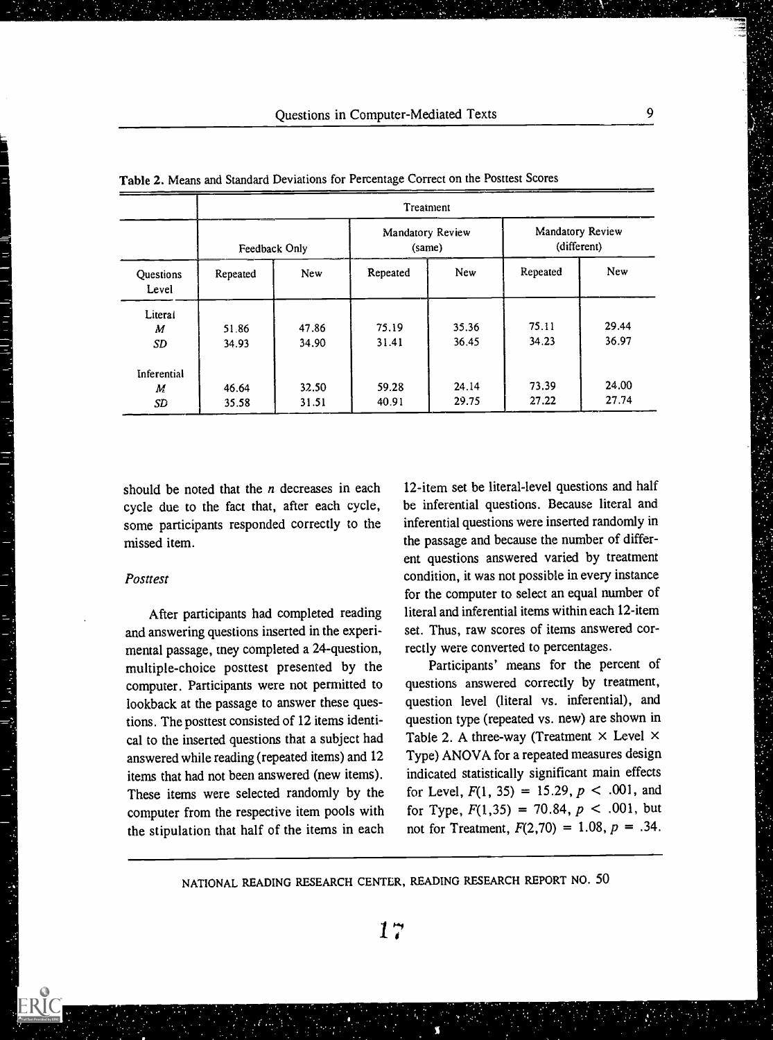**Table 2.** Means and Standard Deviations for Percentage Correct on the Posttest Scores

| | Treatment | | | | | |
|---|---|---|---|---|---|---|
| | Feedback Only | | Mandatory Review (same) | | Mandatory Review (different) | |
| Questions Level | Repeated | New | Repeated | New | Repeated | New |
| Literal | | | | | | |
| *M* | 51.86 | 47.86 | 75.19 | 35.36 | 75.11 | 29.44 |
| *SD* | 34.93 | 34.90 | 31.41 | 36.45 | 34.23 | 36.97 |
| Inferential | | | | | | |
| *M* | 46.64 | 32.50 | 59.28 | 24.14 | 73.39 | 24.00 |
| *SD* | 35.58 | 31.51 | 40.91 | 29.75 | 27.22 | 27.74 |

should be noted that the $n$ decreases in each cycle due to the fact that, after each cycle, some participants responded correctly to the missed item.

### *Posttest*

After participants had completed reading and answering questions inserted in the experimental passage, they completed a 24-question, multiple-choice posttest presented by the computer. Participants were not permitted to lookback at the passage to answer these questions. The posttest consisted of 12 items identical to the inserted questions that a subject had answered while reading (repeated items) and 12 items that had not been answered (new items). These items were selected randomly by the computer from the respective item pools with the stipulation that half of the items in each 12-item set be literal-level questions and half be inferential questions. Because literal and inferential questions were inserted randomly in the passage and because the number of different questions answered varied by treatment condition, it was not possible in every instance for the computer to select an equal number of literal and inferential items within each 12-item set. Thus, raw scores of items answered correctly were converted to percentages.

Participants' means for the percent of questions answered correctly by treatment, question level (literal vs. inferential), and question type (repeated vs. new) are shown in Table 2. A three-way (Treatment × Level × Type) ANOVA for a repeated measures design indicated statistically significant main effects for Level, $F(1, 35) = 15.29, p < .001$, and for Type, $F(1,35) = 70.84, p < .001$, but not for Treatment, $F(2,70) = 1.08, p = .34$.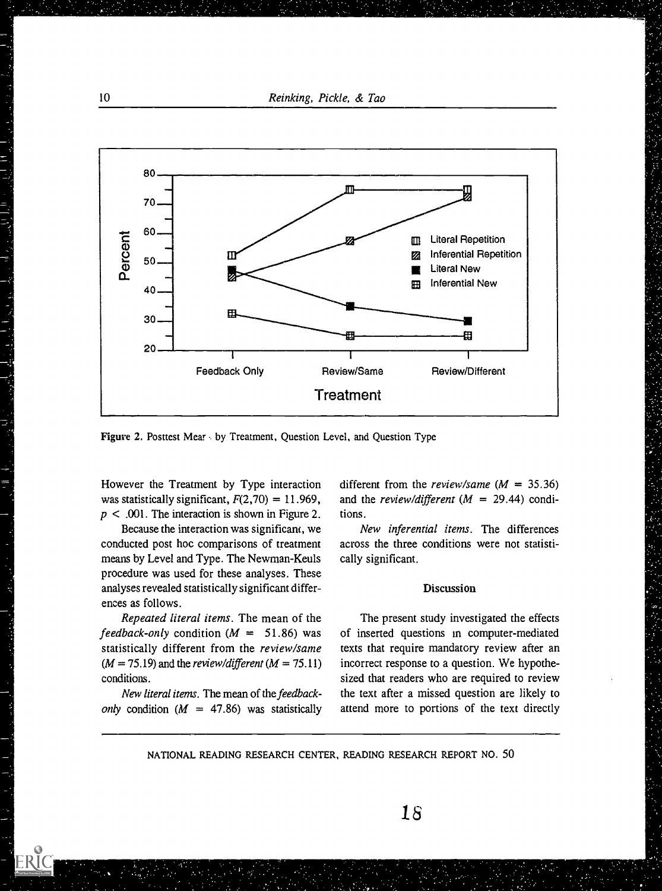Figure 2. Posttest Means by Treatment, Question Level, and Question Type

However the Treatment by Type interaction was statistically significant, $F(2,70) = 11.969$, $p < .001$. The interaction is shown in Figure 2.

Because the interaction was significant, we conducted post hoc comparisons of treatment means by Level and Type. The Newman-Keuls procedure was used for these analyses. These analyses revealed statistically significant differences as follows.

*Repeated literal items.* The mean of the *feedback-only* condition ($M = 51.86$) was statistically different from the *review/same* ($M = 75.19$) and the *review/different* ($M = 75.11$) conditions.

*New literal items.* The mean of the *feedback-only* condition ($M = 47.86$) was statistically different from the *review/same* ($M = 35.36$) and the *review/different* ($M = 29.44$) conditions.

*New inferential items.* The differences across the three conditions were not statistically significant.

## Discussion

The present study investigated the effects of inserted questions in computer-mediated texts that require mandatory review after an incorrect response to a question. We hypothesized that readers who are required to review the text after a missed question are likely to attend more to portions of the text directly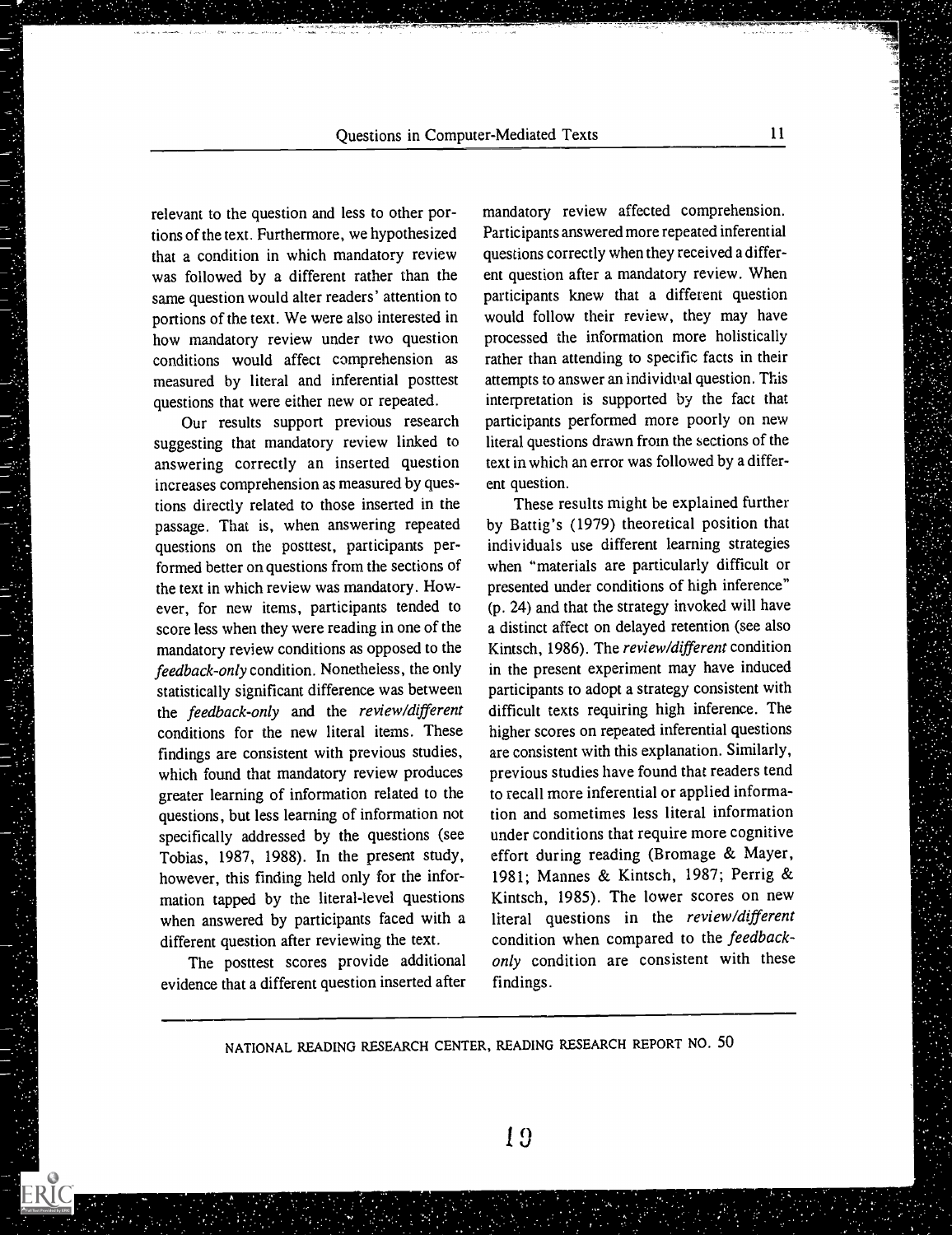relevant to the question and less to other portions of the text. Furthermore, we hypothesized that a condition in which mandatory review was followed by a different rather than the same question would alter readers' attention to portions of the text. We were also interested in how mandatory review under two question conditions would affect comprehension as measured by literal and inferential posttest questions that were either new or repeated.

Our results support previous research suggesting that mandatory review linked to answering correctly an inserted question increases comprehension as measured by questions directly related to those inserted in the passage. That is, when answering repeated questions on the posttest, participants performed better on questions from the sections of the text in which review was mandatory. However, for new items, participants tended to score less when they were reading in one of the mandatory review conditions as opposed to the *feedback-only* condition. Nonetheless, the only statistically significant difference was between the *feedback-only* and the *review/different* conditions for the new literal items. These findings are consistent with previous studies, which found that mandatory review produces greater learning of information related to the questions, but less learning of information not specifically addressed by the questions (see Tobias, 1987, 1988). In the present study, however, this finding held only for the information tapped by the literal-level questions when answered by participants faced with a different question after reviewing the text.

The posttest scores provide additional evidence that a different question inserted after mandatory review affected comprehension. Participants answered more repeated inferential questions correctly when they received a different question after a mandatory review. When participants knew that a different question would follow their review, they may have processed the information more holistically rather than attending to specific facts in their attempts to answer an individual question. This interpretation is supported by the fact that participants performed more poorly on new literal questions drawn from the sections of the text in which an error was followed by a different question.

These results might be explained further by Battig's (1979) theoretical position that individuals use different learning strategies when "materials are particularly difficult or presented under conditions of high inference" (p. 24) and that the strategy invoked will have a distinct affect on delayed retention (see also Kintsch, 1986). The *review/different* condition in the present experiment may have induced participants to adopt a strategy consistent with difficult texts requiring high inference. The higher scores on repeated inferential questions are consistent with this explanation. Similarly, previous studies have found that readers tend to recall more inferential or applied information and sometimes less literal information under conditions that require more cognitive effort during reading (Bromage & Mayer, 1981; Mannes & Kintsch, 1987; Perrig & Kintsch, 1985). The lower scores on new literal questions in the *review/different* condition when compared to the *feedback-only* condition are consistent with these findings.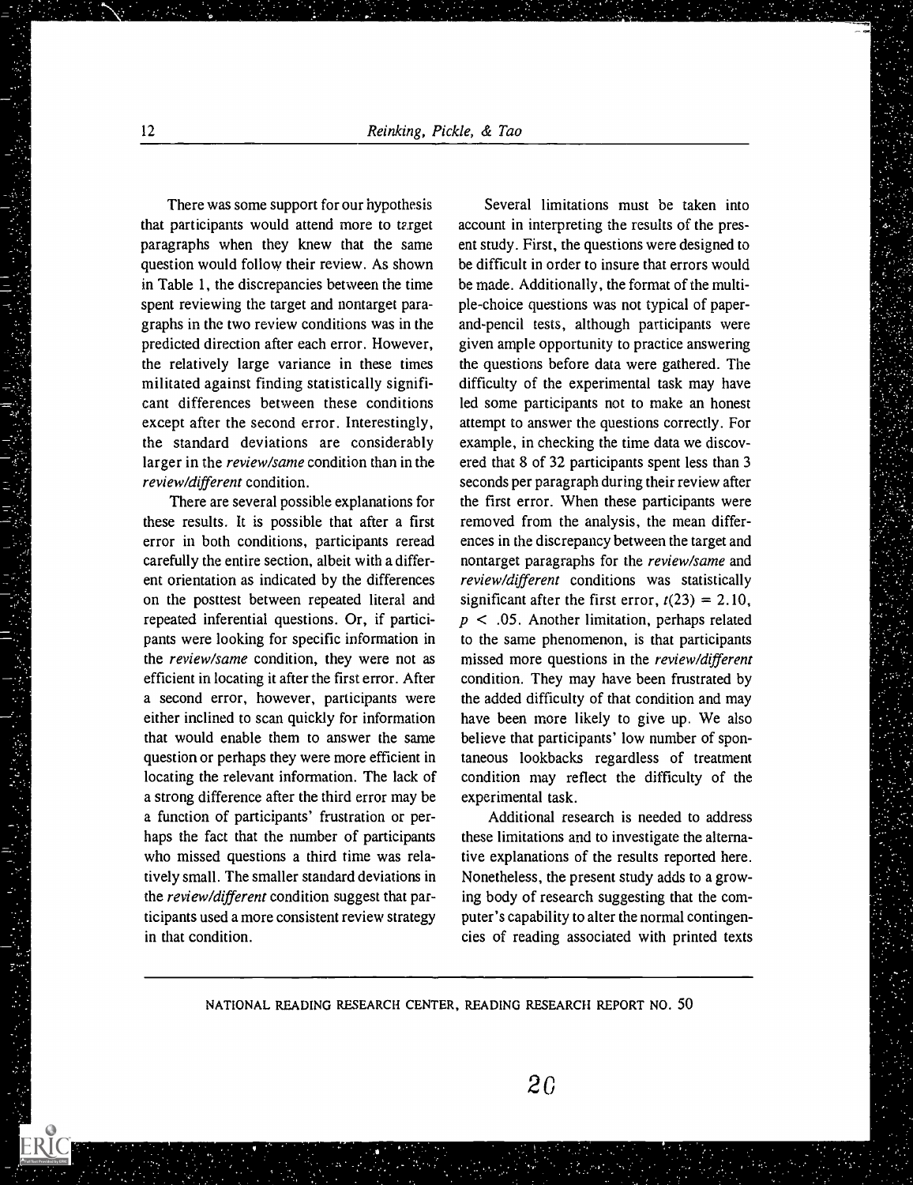There was some support for our hypothesis that participants would attend more to target paragraphs when they knew that the same question would follow their review. As shown in Table 1, the discrepancies between the time spent reviewing the target and nontarget paragraphs in the two review conditions was in the predicted direction after each error. However, the relatively large variance in these times militated against finding statistically significant differences between these conditions except after the second error. Interestingly, the standard deviations are considerably larger in the *review/same* condition than in the *review/different* condition.

There are several possible explanations for these results. It is possible that after a first error in both conditions, participants reread carefully the entire section, albeit with a different orientation as indicated by the differences on the posttest between repeated literal and repeated inferential questions. Or, if participants were looking for specific information in the *review/same* condition, they were not as efficient in locating it after the first error. After a second error, however, participants were either inclined to scan quickly for information that would enable them to answer the same question or perhaps they were more efficient in locating the relevant information. The lack of a strong difference after the third error may be a function of participants' frustration or perhaps the fact that the number of participants who missed questions a third time was relatively small. The smaller standard deviations in the *review/different* condition suggest that participants used a more consistent review strategy in that condition.

Several limitations must be taken into account in interpreting the results of the present study. First, the questions were designed to be difficult in order to insure that errors would be made. Additionally, the format of the multiple-choice questions was not typical of paper-and-pencil tests, although participants were given ample opportunity to practice answering the questions before data were gathered. The difficulty of the experimental task may have led some participants not to make an honest attempt to answer the questions correctly. For example, in checking the time data we discovered that 8 of 32 participants spent less than 3 seconds per paragraph during their review after the first error. When these participants were removed from the analysis, the mean differences in the discrepancy between the target and nontarget paragraphs for the *review/same* and *review/different* conditions was statistically significant after the first error, $t(23) = 2.10$, $p < .05$. Another limitation, perhaps related to the same phenomenon, is that participants missed more questions in the *review/different* condition. They may have been frustrated by the added difficulty of that condition and may have been more likely to give up. We also believe that participants' low number of spontaneous lookbacks regardless of treatment condition may reflect the difficulty of the experimental task.

Additional research is needed to address these limitations and to investigate the alternative explanations of the results reported here. Nonetheless, the present study adds to a growing body of research suggesting that the computer's capability to alter the normal contingencies of reading associated with printed texts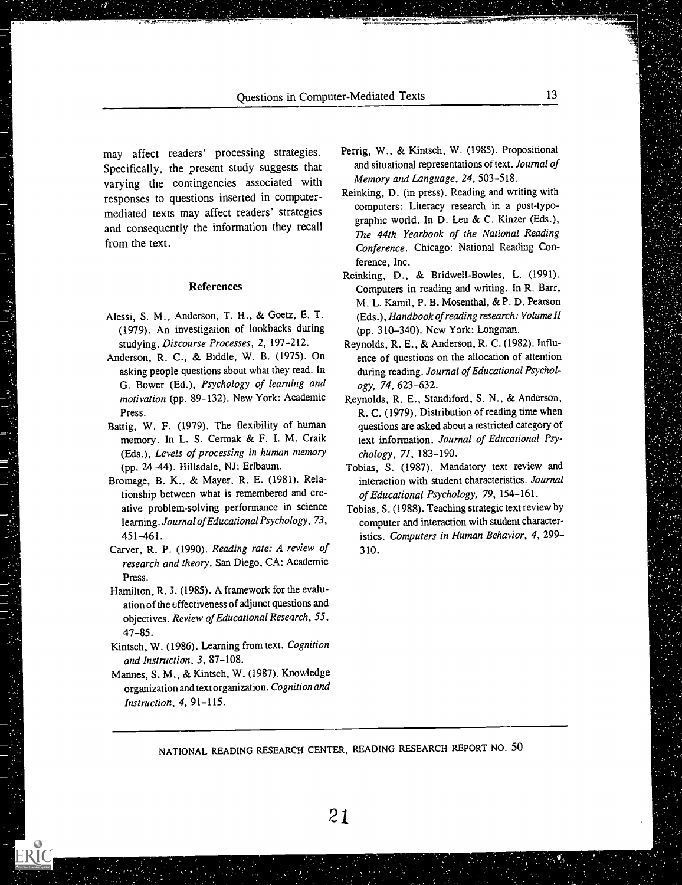may affect readers' processing strategies. Specifically, the present study suggests that varying the contingencies associated with responses to questions inserted in computer-mediated texts may affect readers' strategies and consequently the information they recall from the text.

## References

Alessi, S. M., Anderson, T. H., & Goetz, E. T. (1979). An investigation of lookbacks during studying. *Discourse Processes*, *2*, 197–212.

Anderson, R. C., & Biddle, W. B. (1975). On asking people questions about what they read. In G. Bower (Ed.), *Psychology of learning and motivation* (pp. 89–132). New York: Academic Press.

Battig, W. F. (1979). The flexibility of human memory. In L. S. Cermak & F. I. M. Craik (Eds.), *Levels of processing in human memory* (pp. 24–44). Hillsdale, NJ: Erlbaum.

Bromage, B. K., & Mayer, R. E. (1981). Relationship between what is remembered and creative problem-solving performance in science learning. *Journal of Educational Psychology*, *73*, 451–461.

Carver, R. P. (1990). *Reading rate: A review of research and theory*. San Diego, CA: Academic Press.

Hamilton, R. J. (1985). A framework for the evaluation of the effectiveness of adjunct questions and objectives. *Review of Educational Research*, *55*, 47–85.

Kintsch, W. (1986). Learning from text. *Cognition and Instruction*, *3*, 87–108.

Mannes, S. M., & Kintsch, W. (1987). Knowledge organization and text organization. *Cognition and Instruction*, *4*, 91–115.

Perrig, W., & Kintsch, W. (1985). Propositional and situational representations of text. *Journal of Memory and Language*, *24*, 503–518.

Reinking, D. (in press). Reading and writing with computers: Literacy research in a post-typographic world. In D. Leu & C. Kinzer (Eds.), *The 44th Yearbook of the National Reading Conference*. Chicago: National Reading Conference, Inc.

Reinking, D., & Bridwell-Bowles, L. (1991). Computers in reading and writing. In R. Barr, M. L. Kamil, P. B. Mosenthal, & P. D. Pearson (Eds.), *Handbook of reading research: Volume II* (pp. 310–340). New York: Longman.

Reynolds, R. E., & Anderson, R. C. (1982). Influence of questions on the allocation of attention during reading. *Journal of Educational Psychology*, *74*, 623–632.

Reynolds, R. E., Standiford, S. N., & Anderson, R. C. (1979). Distribution of reading time when questions are asked about a restricted category of text information. *Journal of Educational Psychology*, *71*, 183–190.

Tobias, S. (1987). Mandatory text review and interaction with student characteristics. *Journal of Educational Psychology, 79*, 154–161.

Tobias, S. (1988). Teaching strategic text review by computer and interaction with student characteristics. *Computers in Human Behavior*, *4*, 299–310.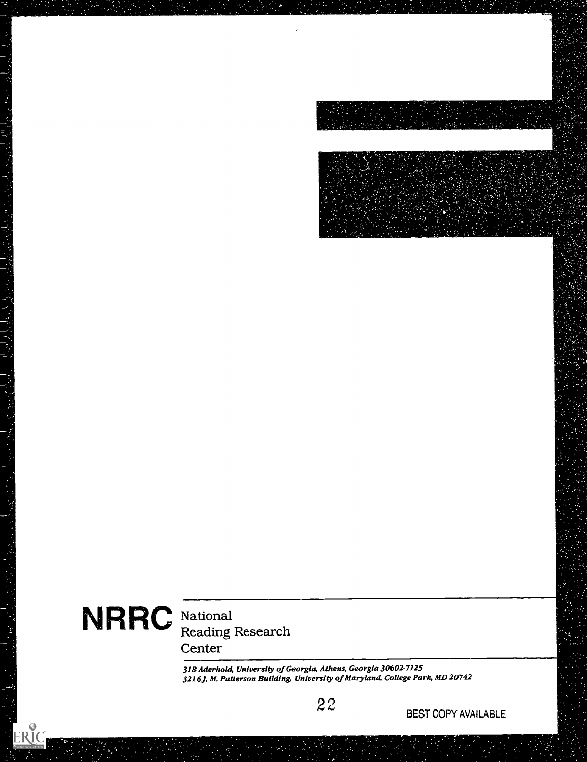**NRRC** National Reading Research Center

*318 Aderhold, University of Georgia, Athens, Georgia 30602-7125*
*3216 J. M. Patterson Building, University of Maryland, College Park, MD 20742*

BEST COPY AVAILABLE